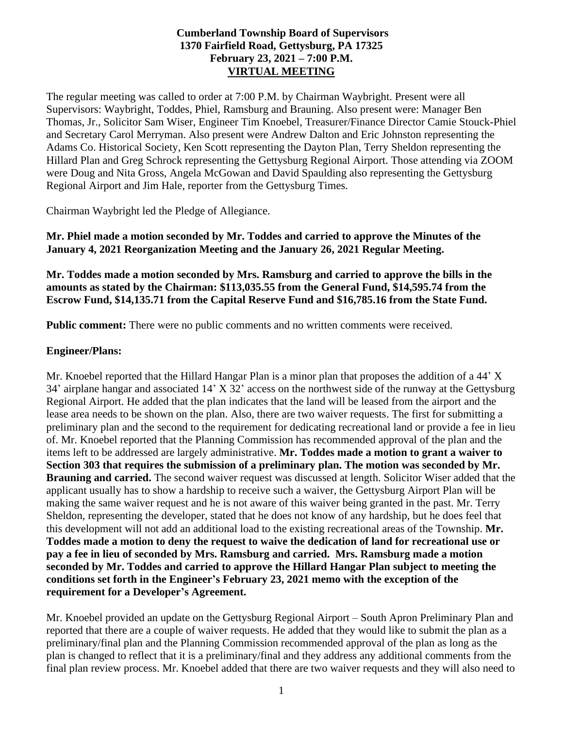# Cumberland Township Board of Supervisors
## 1370 Fairfield Road, Gettysburg, PA 17325
## February 23, 2021 – 7:00 P.M.
## VIRTUAL MEETING

The regular meeting was called to order at 7:00 P.M. by Chairman Waybright. Present were all Supervisors: Waybright, Toddes, Phiel, Ramsburg and Brauning. Also present were: Manager Ben Thomas, Jr., Solicitor Sam Wiser, Engineer Tim Knoebel, Treasurer/Finance Director Camie Stouck-Phiel and Secretary Carol Merryman. Also present were Andrew Dalton and Eric Johnston representing the Adams Co. Historical Society, Ken Scott representing the Dayton Plan, Terry Sheldon representing the Hillard Plan and Greg Schrock representing the Gettysburg Regional Airport. Those attending via ZOOM were Doug and Nita Gross, Angela McGowan and David Spaulding also representing the Gettysburg Regional Airport and Jim Hale, reporter from the Gettysburg Times.

Chairman Waybright led the Pledge of Allegiance.

**Mr. Phiel made a motion seconded by Mr. Toddes and carried to approve the Minutes of the January 4, 2021 Reorganization Meeting and the January 26, 2021 Regular Meeting.**

**Mr. Toddes made a motion seconded by Mrs. Ramsburg and carried to approve the bills in the amounts as stated by the Chairman: $113,035.55 from the General Fund, $14,595.74 from the Escrow Fund, $14,135.71 from the Capital Reserve Fund and $16,785.16 from the State Fund.**

**Public comment:** There were no public comments and no written comments were received.

**Engineer/Plans:**

Mr. Knoebel reported that the Hillard Hangar Plan is a minor plan that proposes the addition of a 44' X 34' airplane hangar and associated 14' X 32' access on the northwest side of the runway at the Gettysburg Regional Airport. He added that the plan indicates that the land will be leased from the airport and the lease area needs to be shown on the plan. Also, there are two waiver requests. The first for submitting a preliminary plan and the second to the requirement for dedicating recreational land or provide a fee in lieu of. Mr. Knoebel reported that the Planning Commission has recommended approval of the plan and the items left to be addressed are largely administrative. **Mr. Toddes made a motion to grant a waiver to Section 303 that requires the submission of a preliminary plan. The motion was seconded by Mr. Brauning and carried.** The second waiver request was discussed at length. Solicitor Wiser added that the applicant usually has to show a hardship to receive such a waiver, the Gettysburg Airport Plan will be making the same waiver request and he is not aware of this waiver being granted in the past. Mr. Terry Sheldon, representing the developer, stated that he does not know of any hardship, but he does feel that this development will not add an additional load to the existing recreational areas of the Township. **Mr. Toddes made a motion to deny the request to waive the dedication of land for recreational use or pay a fee in lieu of seconded by Mrs. Ramsburg and carried. Mrs. Ramsburg made a motion seconded by Mr. Toddes and carried to approve the Hillard Hangar Plan subject to meeting the conditions set forth in the Engineer's February 23, 2021 memo with the exception of the requirement for a Developer's Agreement.**

Mr. Knoebel provided an update on the Gettysburg Regional Airport – South Apron Preliminary Plan and reported that there are a couple of waiver requests. He added that they would like to submit the plan as a preliminary/final plan and the Planning Commission recommended approval of the plan as long as the plan is changed to reflect that it is a preliminary/final and they address any additional comments from the final plan review process. Mr. Knoebel added that there are two waiver requests and they will also need to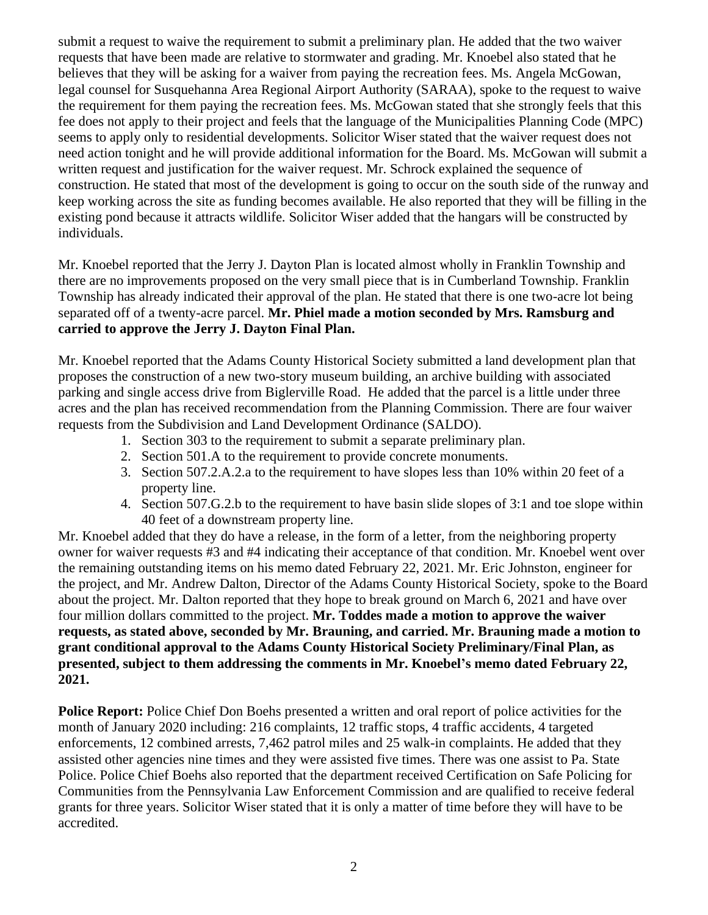submit a request to waive the requirement to submit a preliminary plan. He added that the two waiver requests that have been made are relative to stormwater and grading. Mr. Knoebel also stated that he believes that they will be asking for a waiver from paying the recreation fees. Ms. Angela McGowan, legal counsel for Susquehanna Area Regional Airport Authority (SARAA), spoke to the request to waive the requirement for them paying the recreation fees. Ms. McGowan stated that she strongly feels that this fee does not apply to their project and feels that the language of the Municipalities Planning Code (MPC) seems to apply only to residential developments. Solicitor Wiser stated that the waiver request does not need action tonight and he will provide additional information for the Board. Ms. McGowan will submit a written request and justification for the waiver request. Mr. Schrock explained the sequence of construction. He stated that most of the development is going to occur on the south side of the runway and keep working across the site as funding becomes available. He also reported that they will be filling in the existing pond because it attracts wildlife. Solicitor Wiser added that the hangars will be constructed by individuals.

Mr. Knoebel reported that the Jerry J. Dayton Plan is located almost wholly in Franklin Township and there are no improvements proposed on the very small piece that is in Cumberland Township. Franklin Township has already indicated their approval of the plan. He stated that there is one two-acre lot being separated off of a twenty-acre parcel. **Mr. Phiel made a motion seconded by Mrs. Ramsburg and carried to approve the Jerry J. Dayton Final Plan.**

Mr. Knoebel reported that the Adams County Historical Society submitted a land development plan that proposes the construction of a new two-story museum building, an archive building with associated parking and single access drive from Biglerville Road. He added that the parcel is a little under three acres and the plan has received recommendation from the Planning Commission. There are four waiver requests from the Subdivision and Land Development Ordinance (SALDO).

1. Section 303 to the requirement to submit a separate preliminary plan.
2. Section 501.A to the requirement to provide concrete monuments.
3. Section 507.2.A.2.a to the requirement to have slopes less than 10% within 20 feet of a property line.
4. Section 507.G.2.b to the requirement to have basin slide slopes of 3:1 and toe slope within 40 feet of a downstream property line.

Mr. Knoebel added that they do have a release, in the form of a letter, from the neighboring property owner for waiver requests #3 and #4 indicating their acceptance of that condition. Mr. Knoebel went over the remaining outstanding items on his memo dated February 22, 2021. Mr. Eric Johnston, engineer for the project, and Mr. Andrew Dalton, Director of the Adams County Historical Society, spoke to the Board about the project. Mr. Dalton reported that they hope to break ground on March 6, 2021 and have over four million dollars committed to the project. **Mr. Toddes made a motion to approve the waiver requests, as stated above, seconded by Mr. Brauning, and carried. Mr. Brauning made a motion to grant conditional approval to the Adams County Historical Society Preliminary/Final Plan, as presented, subject to them addressing the comments in Mr. Knoebel's memo dated February 22, 2021.**

**Police Report:** Police Chief Don Boehs presented a written and oral report of police activities for the month of January 2020 including: 216 complaints, 12 traffic stops, 4 traffic accidents, 4 targeted enforcements, 12 combined arrests, 7,462 patrol miles and 25 walk-in complaints. He added that they assisted other agencies nine times and they were assisted five times. There was one assist to Pa. State Police. Police Chief Boehs also reported that the department received Certification on Safe Policing for Communities from the Pennsylvania Law Enforcement Commission and are qualified to receive federal grants for three years. Solicitor Wiser stated that it is only a matter of time before they will have to be accredited.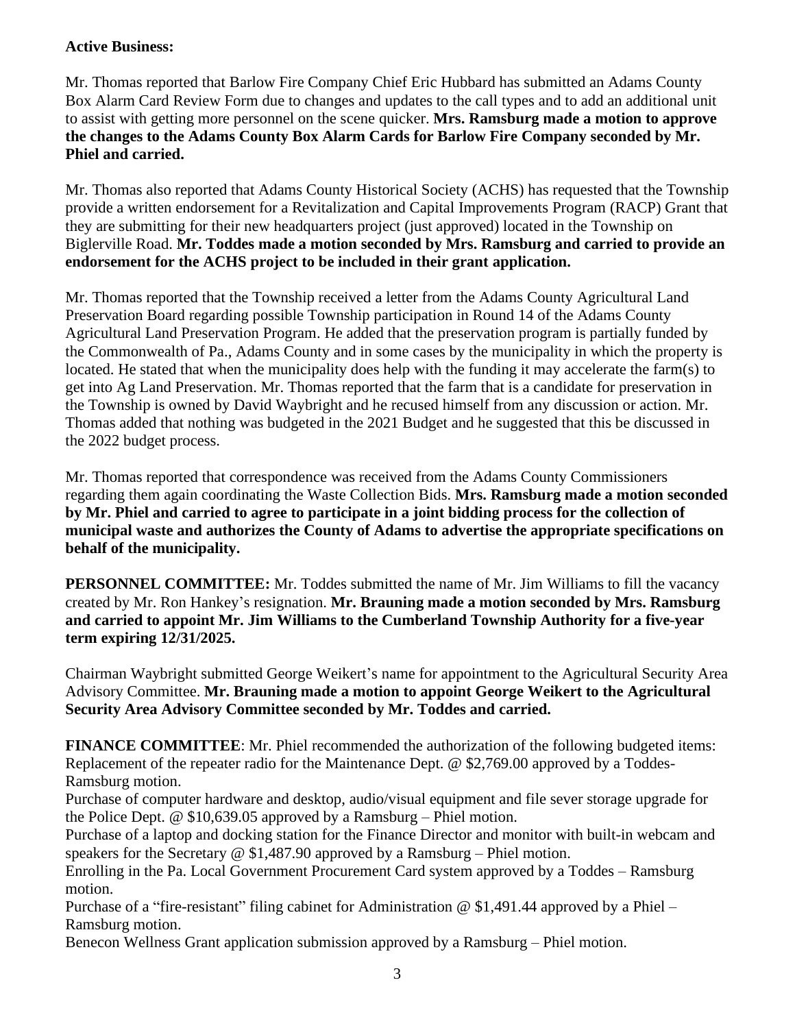**Active Business:**

Mr. Thomas reported that Barlow Fire Company Chief Eric Hubbard has submitted an Adams County Box Alarm Card Review Form due to changes and updates to the call types and to add an additional unit to assist with getting more personnel on the scene quicker. **Mrs. Ramsburg made a motion to approve the changes to the Adams County Box Alarm Cards for Barlow Fire Company seconded by Mr. Phiel and carried.**

Mr. Thomas also reported that Adams County Historical Society (ACHS) has requested that the Township provide a written endorsement for a Revitalization and Capital Improvements Program (RACP) Grant that they are submitting for their new headquarters project (just approved) located in the Township on Biglerville Road. **Mr. Toddes made a motion seconded by Mrs. Ramsburg and carried to provide an endorsement for the ACHS project to be included in their grant application.**

Mr. Thomas reported that the Township received a letter from the Adams County Agricultural Land Preservation Board regarding possible Township participation in Round 14 of the Adams County Agricultural Land Preservation Program. He added that the preservation program is partially funded by the Commonwealth of Pa., Adams County and in some cases by the municipality in which the property is located. He stated that when the municipality does help with the funding it may accelerate the farm(s) to get into Ag Land Preservation. Mr. Thomas reported that the farm that is a candidate for preservation in the Township is owned by David Waybright and he recused himself from any discussion or action. Mr. Thomas added that nothing was budgeted in the 2021 Budget and he suggested that this be discussed in the 2022 budget process.

Mr. Thomas reported that correspondence was received from the Adams County Commissioners regarding them again coordinating the Waste Collection Bids. **Mrs. Ramsburg made a motion seconded by Mr. Phiel and carried to agree to participate in a joint bidding process for the collection of municipal waste and authorizes the County of Adams to advertise the appropriate specifications on behalf of the municipality.**

**PERSONNEL COMMITTEE:** Mr. Toddes submitted the name of Mr. Jim Williams to fill the vacancy created by Mr. Ron Hankey's resignation. **Mr. Brauning made a motion seconded by Mrs. Ramsburg and carried to appoint Mr. Jim Williams to the Cumberland Township Authority for a five-year term expiring 12/31/2025.**

Chairman Waybright submitted George Weikert's name for appointment to the Agricultural Security Area Advisory Committee. **Mr. Brauning made a motion to appoint George Weikert to the Agricultural Security Area Advisory Committee seconded by Mr. Toddes and carried.**

**FINANCE COMMITTEE**: Mr. Phiel recommended the authorization of the following budgeted items:
Replacement of the repeater radio for the Maintenance Dept. @ $2,769.00 approved by a Toddes-Ramsburg motion.
Purchase of computer hardware and desktop, audio/visual equipment and file sever storage upgrade for the Police Dept. @ $10,639.05 approved by a Ramsburg – Phiel motion.
Purchase of a laptop and docking station for the Finance Director and monitor with built-in webcam and speakers for the Secretary @ $1,487.90 approved by a Ramsburg – Phiel motion.
Enrolling in the Pa. Local Government Procurement Card system approved by a Toddes – Ramsburg motion.
Purchase of a "fire-resistant" filing cabinet for Administration @ $1,491.44 approved by a Phiel – Ramsburg motion.
Benecon Wellness Grant application submission approved by a Ramsburg – Phiel motion.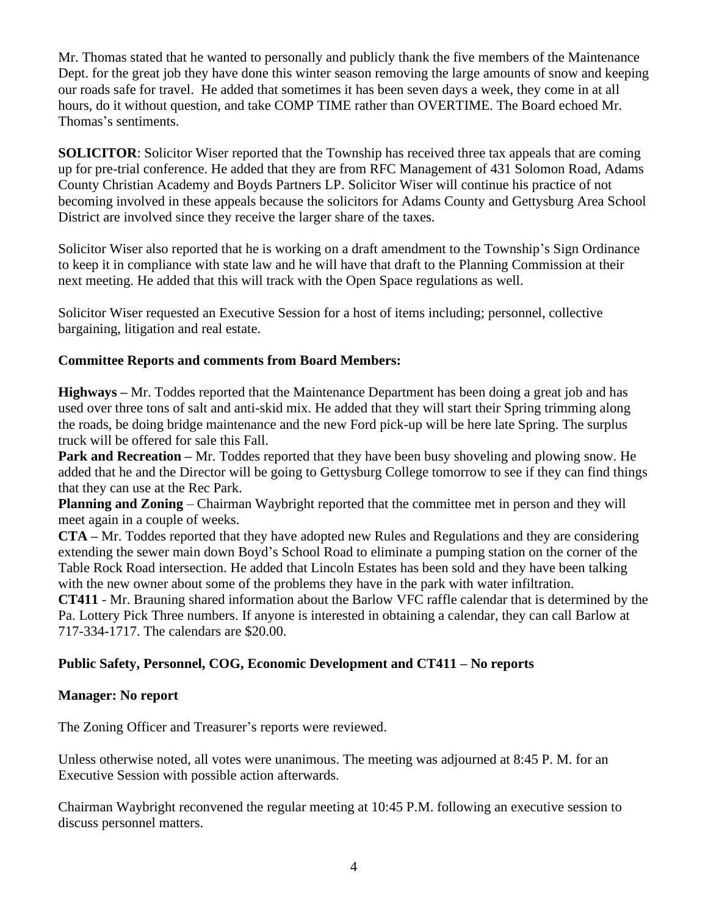Mr. Thomas stated that he wanted to personally and publicly thank the five members of the Maintenance Dept. for the great job they have done this winter season removing the large amounts of snow and keeping our roads safe for travel. He added that sometimes it has been seven days a week, they come in at all hours, do it without question, and take COMP TIME rather than OVERTIME. The Board echoed Mr. Thomas's sentiments.

**SOLICITOR**: Solicitor Wiser reported that the Township has received three tax appeals that are coming up for pre-trial conference. He added that they are from RFC Management of 431 Solomon Road, Adams County Christian Academy and Boyds Partners LP. Solicitor Wiser will continue his practice of not becoming involved in these appeals because the solicitors for Adams County and Gettysburg Area School District are involved since they receive the larger share of the taxes.

Solicitor Wiser also reported that he is working on a draft amendment to the Township's Sign Ordinance to keep it in compliance with state law and he will have that draft to the Planning Commission at their next meeting. He added that this will track with the Open Space regulations as well.

Solicitor Wiser requested an Executive Session for a host of items including; personnel, collective bargaining, litigation and real estate.

**Committee Reports and comments from Board Members:**

**Highways –** Mr. Toddes reported that the Maintenance Department has been doing a great job and has used over three tons of salt and anti-skid mix. He added that they will start their Spring trimming along the roads, be doing bridge maintenance and the new Ford pick-up will be here late Spring. The surplus truck will be offered for sale this Fall.

**Park and Recreation –** Mr. Toddes reported that they have been busy shoveling and plowing snow. He added that he and the Director will be going to Gettysburg College tomorrow to see if they can find things that they can use at the Rec Park.

**Planning and Zoning** – Chairman Waybright reported that the committee met in person and they will meet again in a couple of weeks.

**CTA –** Mr. Toddes reported that they have adopted new Rules and Regulations and they are considering extending the sewer main down Boyd's School Road to eliminate a pumping station on the corner of the Table Rock Road intersection. He added that Lincoln Estates has been sold and they have been talking with the new owner about some of the problems they have in the park with water infiltration.

**CT411** - Mr. Brauning shared information about the Barlow VFC raffle calendar that is determined by the Pa. Lottery Pick Three numbers. If anyone is interested in obtaining a calendar, they can call Barlow at 717-334-1717. The calendars are $20.00.

**Public Safety, Personnel, COG, Economic Development and CT411 – No reports**

**Manager: No report**

The Zoning Officer and Treasurer's reports were reviewed.

Unless otherwise noted, all votes were unanimous. The meeting was adjourned at 8:45 P. M. for an Executive Session with possible action afterwards.

Chairman Waybright reconvened the regular meeting at 10:45 P.M. following an executive session to discuss personnel matters.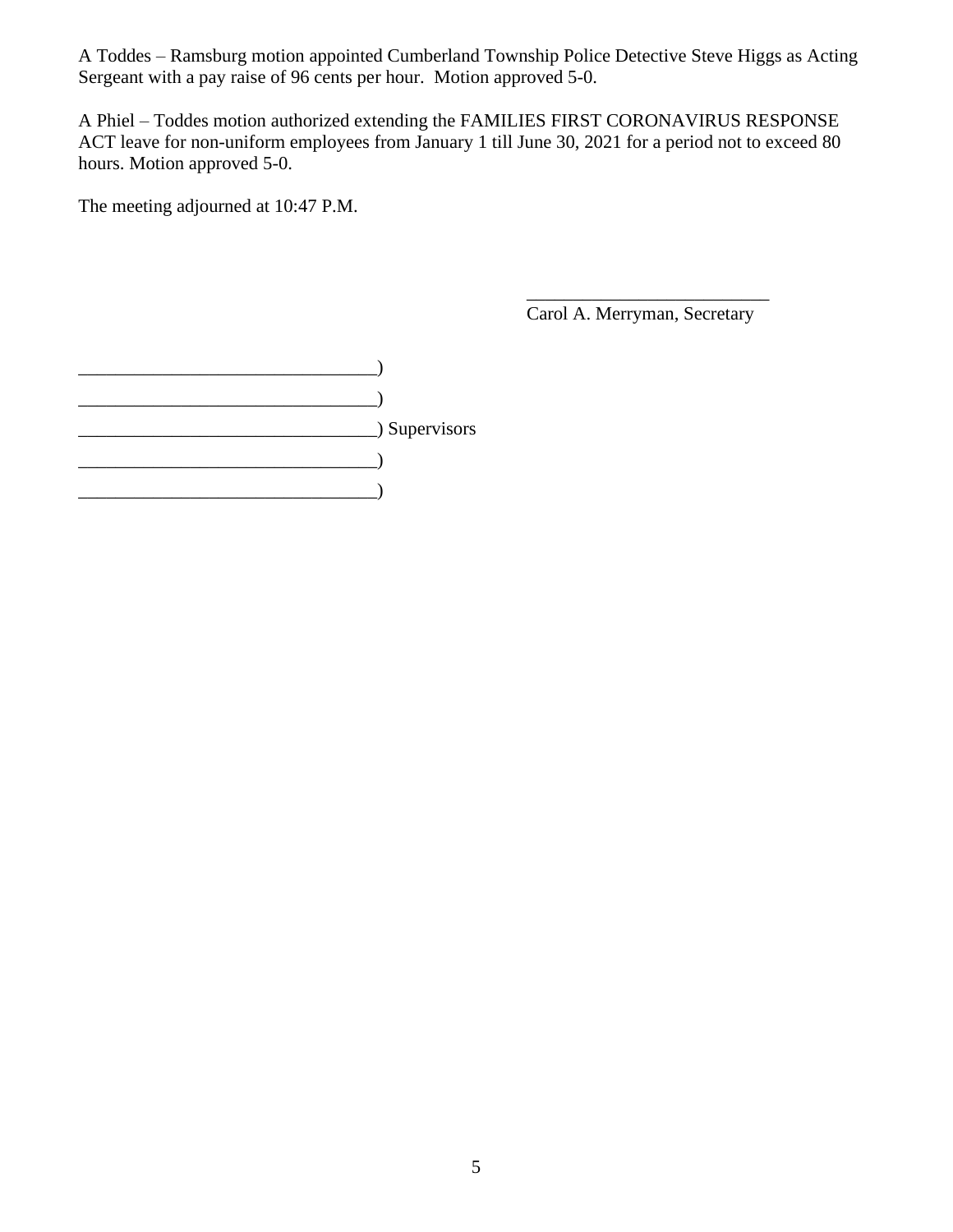A Toddes – Ramsburg motion appointed Cumberland Township Police Detective Steve Higgs as Acting Sergeant with a pay raise of 96 cents per hour. Motion approved 5-0.

A Phiel – Toddes motion authorized extending the FAMILIES FIRST CORONAVIRUS RESPONSE ACT leave for non-uniform employees from January 1 till June 30, 2021 for a period not to exceed 80 hours. Motion approved 5-0.

The meeting adjourned at 10:47 P.M.

\_\_\_\_\_\_\_\_\_\_\_\_\_\_\_\_\_\_\_\_\_\_\_\_\_\_\_
Carol A. Merryman, Secretary

\_\_\_\_\_\_\_\_\_\_\_\_\_\_\_\_\_\_\_\_\_\_\_\_\_\_\_\_\_\_\_\_\_)
\_\_\_\_\_\_\_\_\_\_\_\_\_\_\_\_\_\_\_\_\_\_\_\_\_\_\_\_\_\_\_\_\_)
\_\_\_\_\_\_\_\_\_\_\_\_\_\_\_\_\_\_\_\_\_\_\_\_\_\_\_\_\_\_\_\_\_) Supervisors
\_\_\_\_\_\_\_\_\_\_\_\_\_\_\_\_\_\_\_\_\_\_\_\_\_\_\_\_\_\_\_\_\_)
\_\_\_\_\_\_\_\_\_\_\_\_\_\_\_\_\_\_\_\_\_\_\_\_\_\_\_\_\_\_\_\_\_)